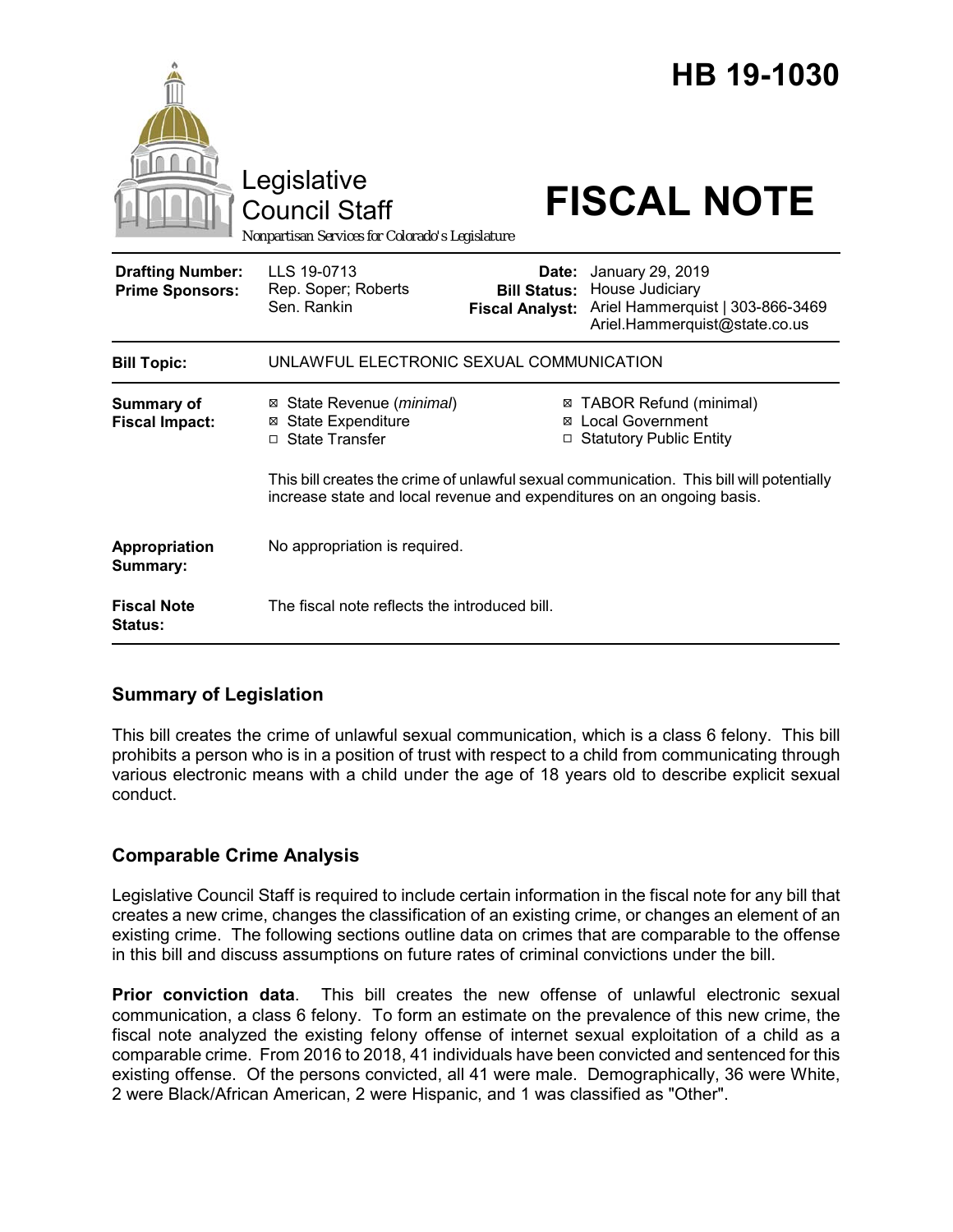# HB 19-1030

Legislative Council Staff

Nonpartisan Services for Colorado's Legislature

# FISCAL NOTE

| | | | |
|---|---|---|---|
| **Drafting Number:** | LLS 19-0713 | **Date:** | January 29, 2019 |
| **Prime Sponsors:** | Rep. Soper; Roberts<br>Sen. Rankin | **Bill Status:** | House Judiciary |
| | | **Fiscal Analyst:** | Ariel Hammerquist \| 303-866-3469<br>Ariel.Hammerquist@state.co.us |

| | |
|---|---|
| **Bill Topic:** | UNLAWFUL ELECTRONIC SEXUAL COMMUNICATION |
| **Summary of Fiscal Impact:** | ☒ State Revenue (*minimal*) ☒ State Expenditure ☐ State Transfer ☒ TABOR Refund (minimal) ☒ Local Government ☐ Statutory Public Entity<br><br>This bill creates the crime of unlawful sexual communication. This bill will potentially increase state and local revenue and expenditures on an ongoing basis. |
| **Appropriation Summary:** | No appropriation is required. |
| **Fiscal Note Status:** | The fiscal note reflects the introduced bill. |

## Summary of Legislation

This bill creates the crime of unlawful sexual communication, which is a class 6 felony. This bill prohibits a person who is in a position of trust with respect to a child from communicating through various electronic means with a child under the age of 18 years old to describe explicit sexual conduct.

## Comparable Crime Analysis

Legislative Council Staff is required to include certain information in the fiscal note for any bill that creates a new crime, changes the classification of an existing crime, or changes an element of an existing crime. The following sections outline data on crimes that are comparable to the offense in this bill and discuss assumptions on future rates of criminal convictions under the bill.

**Prior conviction data**. This bill creates the new offense of unlawful electronic sexual communication, a class 6 felony. To form an estimate on the prevalence of this new crime, the fiscal note analyzed the existing felony offense of internet sexual exploitation of a child as a comparable crime. From 2016 to 2018, 41 individuals have been convicted and sentenced for this existing offense. Of the persons convicted, all 41 were male. Demographically, 36 were White, 2 were Black/African American, 2 were Hispanic, and 1 was classified as "Other".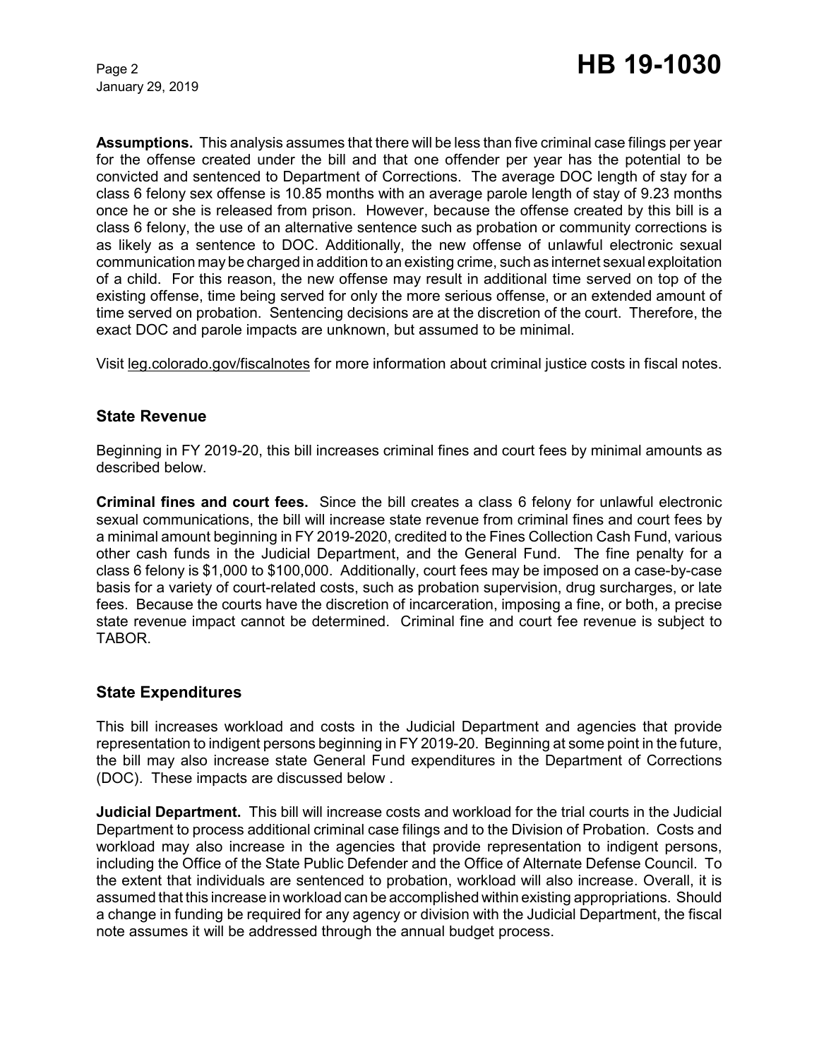**Assumptions.** This analysis assumes that there will be less than five criminal case filings per year for the offense created under the bill and that one offender per year has the potential to be convicted and sentenced to Department of Corrections. The average DOC length of stay for a class 6 felony sex offense is 10.85 months with an average parole length of stay of 9.23 months once he or she is released from prison. However, because the offense created by this bill is a class 6 felony, the use of an alternative sentence such as probation or community corrections is as likely as a sentence to DOC. Additionally, the new offense of unlawful electronic sexual communication may be charged in addition to an existing crime, such as internet sexual exploitation of a child. For this reason, the new offense may result in additional time served on top of the existing offense, time being served for only the more serious offense, or an extended amount of time served on probation. Sentencing decisions are at the discretion of the court. Therefore, the exact DOC and parole impacts are unknown, but assumed to be minimal.

Visit leg.colorado.gov/fiscalnotes for more information about criminal justice costs in fiscal notes.

## State Revenue

Beginning in FY 2019-20, this bill increases criminal fines and court fees by minimal amounts as described below.

**Criminal fines and court fees.** Since the bill creates a class 6 felony for unlawful electronic sexual communications, the bill will increase state revenue from criminal fines and court fees by a minimal amount beginning in FY 2019-2020, credited to the Fines Collection Cash Fund, various other cash funds in the Judicial Department, and the General Fund. The fine penalty for a class 6 felony is $1,000 to $100,000. Additionally, court fees may be imposed on a case-by-case basis for a variety of court-related costs, such as probation supervision, drug surcharges, or late fees. Because the courts have the discretion of incarceration, imposing a fine, or both, a precise state revenue impact cannot be determined. Criminal fine and court fee revenue is subject to TABOR.

## State Expenditures

This bill increases workload and costs in the Judicial Department and agencies that provide representation to indigent persons beginning in FY 2019-20. Beginning at some point in the future, the bill may also increase state General Fund expenditures in the Department of Corrections (DOC). These impacts are discussed below .

**Judicial Department.** This bill will increase costs and workload for the trial courts in the Judicial Department to process additional criminal case filings and to the Division of Probation. Costs and workload may also increase in the agencies that provide representation to indigent persons, including the Office of the State Public Defender and the Office of Alternate Defense Council. To the extent that individuals are sentenced to probation, workload will also increase. Overall, it is assumed that this increase in workload can be accomplished within existing appropriations. Should a change in funding be required for any agency or division with the Judicial Department, the fiscal note assumes it will be addressed through the annual budget process.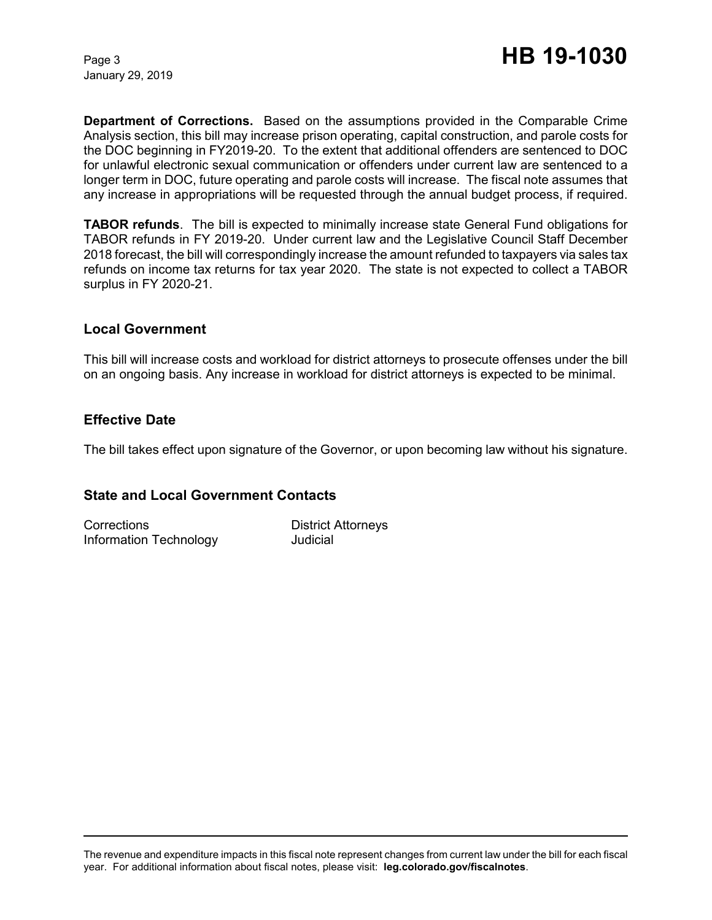**Department of Corrections.** Based on the assumptions provided in the Comparable Crime Analysis section, this bill may increase prison operating, capital construction, and parole costs for the DOC beginning in FY2019-20. To the extent that additional offenders are sentenced to DOC for unlawful electronic sexual communication or offenders under current law are sentenced to a longer term in DOC, future operating and parole costs will increase. The fiscal note assumes that any increase in appropriations will be requested through the annual budget process, if required.

**TABOR refunds**. The bill is expected to minimally increase state General Fund obligations for TABOR refunds in FY 2019-20. Under current law and the Legislative Council Staff December 2018 forecast, the bill will correspondingly increase the amount refunded to taxpayers via sales tax refunds on income tax returns for tax year 2020. The state is not expected to collect a TABOR surplus in FY 2020-21.

## Local Government

This bill will increase costs and workload for district attorneys to prosecute offenses under the bill on an ongoing basis. Any increase in workload for district attorneys is expected to be minimal.

## Effective Date

The bill takes effect upon signature of the Governor, or upon becoming law without his signature.

## State and Local Government Contacts

| | |
|---|---|
| Corrections | District Attorneys |
| Information Technology | Judicial |

The revenue and expenditure impacts in this fiscal note represent changes from current law under the bill for each fiscal year. For additional information about fiscal notes, please visit: **leg.colorado.gov/fiscalnotes**.